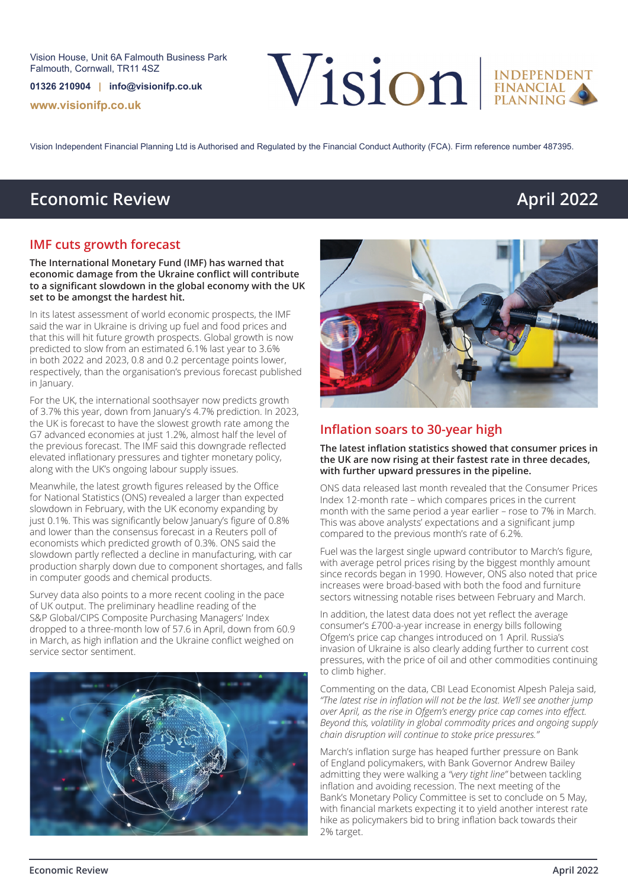Vision House, Unit 6A Falmouth Business Park
Falmouth, Cornwall, TR11 4SZ

**01326 210904** | **info@visionifp.co.uk**

**www.visionifp.co.uk**

Vision Independent Financial Planning Ltd is Authorised and Regulated by the Financial Conduct Authority (FCA). Firm reference number 487395.

# Economic Review — April 2022

## IMF cuts growth forecast

**The International Monetary Fund (IMF) has warned that economic damage from the Ukraine conflict will contribute to a significant slowdown in the global economy with the UK set to be amongst the hardest hit.**

In its latest assessment of world economic prospects, the IMF said the war in Ukraine is driving up fuel and food prices and that this will hit future growth prospects. Global growth is now predicted to slow from an estimated 6.1% last year to 3.6% in both 2022 and 2023, 0.8 and 0.2 percentage points lower, respectively, than the organisation's previous forecast published in January.

For the UK, the international soothsayer now predicts growth of 3.7% this year, down from January's 4.7% prediction. In 2023, the UK is forecast to have the slowest growth rate among the G7 advanced economies at just 1.2%, almost half the level of the previous forecast. The IMF said this downgrade reflected elevated inflationary pressures and tighter monetary policy, along with the UK's ongoing labour supply issues.

Meanwhile, the latest growth figures released by the Office for National Statistics (ONS) revealed a larger than expected slowdown in February, with the UK economy expanding by just 0.1%. This was significantly below January's figure of 0.8% and lower than the consensus forecast in a Reuters poll of economists which predicted growth of 0.3%. ONS said the slowdown partly reflected a decline in manufacturing, with car production sharply down due to component shortages, and falls in computer goods and chemical products.

Survey data also points to a more recent cooling in the pace of UK output. The preliminary headline reading of the S&P Global/CIPS Composite Purchasing Managers' Index dropped to a three-month low of 57.6 in April, down from 60.9 in March, as high inflation and the Ukraine conflict weighed on service sector sentiment.

## Inflation soars to 30-year high

**The latest inflation statistics showed that consumer prices in the UK are now rising at their fastest rate in three decades, with further upward pressures in the pipeline.**

ONS data released last month revealed that the Consumer Prices Index 12-month rate – which compares prices in the current month with the same period a year earlier – rose to 7% in March. This was above analysts' expectations and a significant jump compared to the previous month's rate of 6.2%.

Fuel was the largest single upward contributor to March's figure, with average petrol prices rising by the biggest monthly amount since records began in 1990. However, ONS also noted that price increases were broad-based with both the food and furniture sectors witnessing notable rises between February and March.

In addition, the latest data does not yet reflect the average consumer's £700-a-year increase in energy bills following Ofgem's price cap changes introduced on 1 April. Russia's invasion of Ukraine is also clearly adding further to current cost pressures, with the price of oil and other commodities continuing to climb higher.

Commenting on the data, CBI Lead Economist Alpesh Paleja said, *"The latest rise in inflation will not be the last. We'll see another jump over April, as the rise in Ofgem's energy price cap comes into effect. Beyond this, volatility in global commodity prices and ongoing supply chain disruption will continue to stoke price pressures."*

March's inflation surge has heaped further pressure on Bank of England policymakers, with Bank Governor Andrew Bailey admitting they were walking a *"very tight line"* between tackling inflation and avoiding recession. The next meeting of the Bank's Monetary Policy Committee is set to conclude on 5 May, with financial markets expecting it to yield another interest rate hike as policymakers bid to bring inflation back towards their 2% target.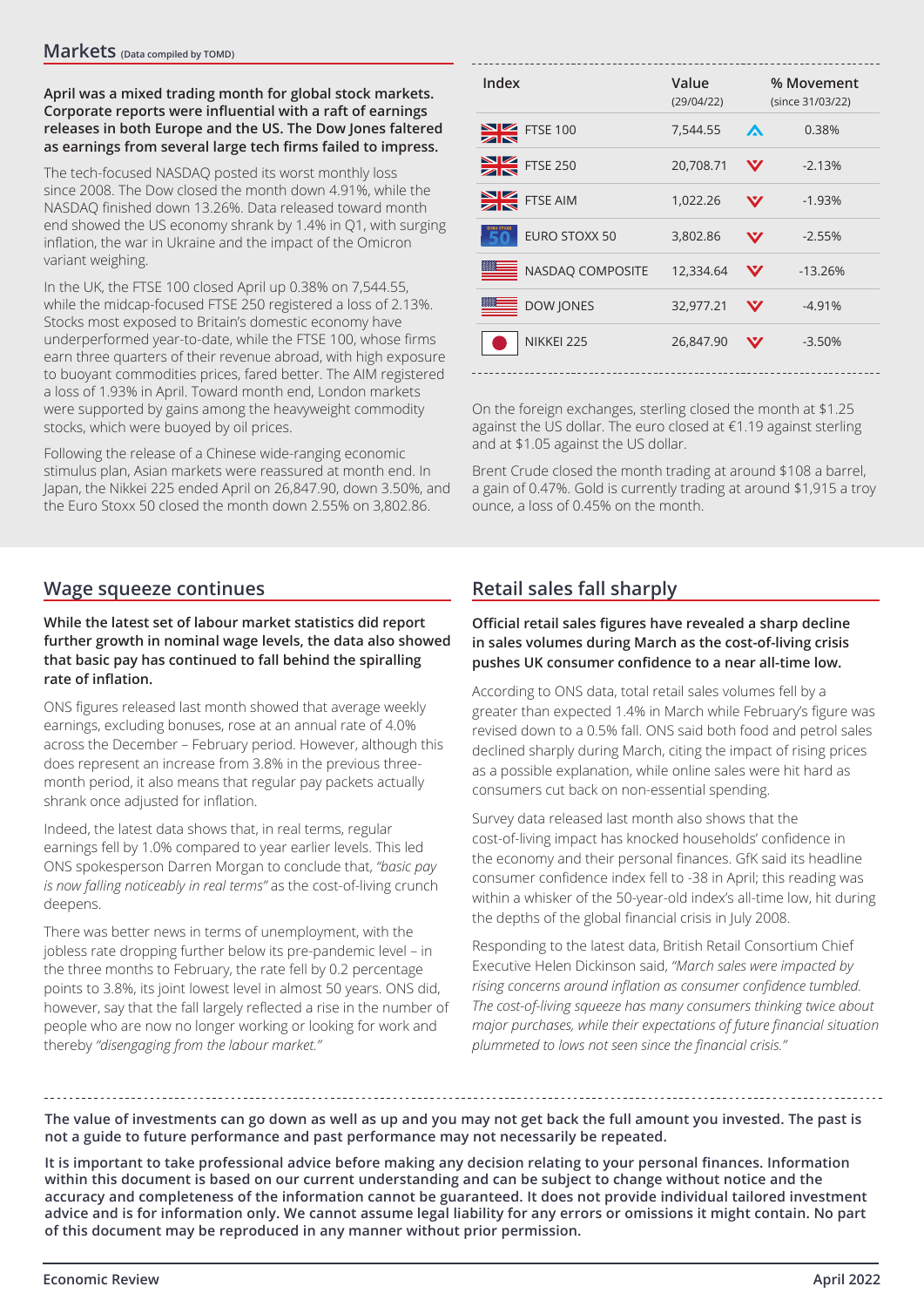## Markets (Data compiled by TOMD)

**April was a mixed trading month for global stock markets. Corporate reports were influential with a raft of earnings releases in both Europe and the US. The Dow Jones faltered as earnings from several large tech firms failed to impress.**

The tech-focused NASDAQ posted its worst monthly loss since 2008. The Dow closed the month down 4.91%, while the NASDAQ finished down 13.26%. Data released toward month end showed the US economy shrank by 1.4% in Q1, with surging inflation, the war in Ukraine and the impact of the Omicron variant weighing.

In the UK, the FTSE 100 closed April up 0.38% on 7,544.55, while the midcap-focused FTSE 250 registered a loss of 2.13%. Stocks most exposed to Britain's domestic economy have underperformed year-to-date, while the FTSE 100, whose firms earn three quarters of their revenue abroad, with high exposure to buoyant commodities prices, fared better. The AIM registered a loss of 1.93% in April. Toward month end, London markets were supported by gains among the heavyweight commodity stocks, which were buoyed by oil prices.

Following the release of a Chinese wide-ranging economic stimulus plan, Asian markets were reassured at month end. In Japan, the Nikkei 225 ended April on 26,847.90, down 3.50%, and the Euro Stoxx 50 closed the month down 2.55% on 3,802.86.

| Index | Value (29/04/22) | % Movement (since 31/03/22) |
|---|---|---|
| FTSE 100 | 7,544.55 | 0.38% |
| FTSE 250 | 20,708.71 | -2.13% |
| FTSE AIM | 1,022.26 | -1.93% |
| EURO STOXX 50 | 3,802.86 | -2.55% |
| NASDAQ COMPOSITE | 12,334.64 | -13.26% |
| DOW JONES | 32,977.21 | -4.91% |
| NIKKEI 225 | 26,847.90 | -3.50% |

On the foreign exchanges, sterling closed the month at $1.25 against the US dollar. The euro closed at €1.19 against sterling and at $1.05 against the US dollar.

Brent Crude closed the month trading at around $108 a barrel, a gain of 0.47%. Gold is currently trading at around $1,915 a troy ounce, a loss of 0.45% on the month.

## Wage squeeze continues

**While the latest set of labour market statistics did report further growth in nominal wage levels, the data also showed that basic pay has continued to fall behind the spiralling rate of inflation.**

ONS figures released last month showed that average weekly earnings, excluding bonuses, rose at an annual rate of 4.0% across the December – February period. However, although this does represent an increase from 3.8% in the previous three-month period, it also means that regular pay packets actually shrank once adjusted for inflation.

Indeed, the latest data shows that, in real terms, regular earnings fell by 1.0% compared to year earlier levels. This led ONS spokesperson Darren Morgan to conclude that, *"basic pay is now falling noticeably in real terms"* as the cost-of-living crunch deepens.

There was better news in terms of unemployment, with the jobless rate dropping further below its pre-pandemic level – in the three months to February, the rate fell by 0.2 percentage points to 3.8%, its joint lowest level in almost 50 years. ONS did, however, say that the fall largely reflected a rise in the number of people who are now no longer working or looking for work and thereby *"disengaging from the labour market."*

## Retail sales fall sharply

**Official retail sales figures have revealed a sharp decline in sales volumes during March as the cost-of-living crisis pushes UK consumer confidence to a near all-time low.**

According to ONS data, total retail sales volumes fell by a greater than expected 1.4% in March while February's figure was revised down to a 0.5% fall. ONS said both food and petrol sales declined sharply during March, citing the impact of rising prices as a possible explanation, while online sales were hit hard as consumers cut back on non-essential spending.

Survey data released last month also shows that the cost-of-living impact has knocked households' confidence in the economy and their personal finances. GfK said its headline consumer confidence index fell to -38 in April; this reading was within a whisker of the 50-year-old index's all-time low, hit during the depths of the global financial crisis in July 2008.

Responding to the latest data, British Retail Consortium Chief Executive Helen Dickinson said, *"March sales were impacted by rising concerns around inflation as consumer confidence tumbled. The cost-of-living squeeze has many consumers thinking twice about major purchases, while their expectations of future financial situation plummeted to lows not seen since the financial crisis."*

**The value of investments can go down as well as up and you may not get back the full amount you invested. The past is not a guide to future performance and past performance may not necessarily be repeated.**

**It is important to take professional advice before making any decision relating to your personal finances. Information within this document is based on our current understanding and can be subject to change without notice and the accuracy and completeness of the information cannot be guaranteed. It does not provide individual tailored investment advice and is for information only. We cannot assume legal liability for any errors or omissions it might contain. No part of this document may be reproduced in any manner without prior permission.**